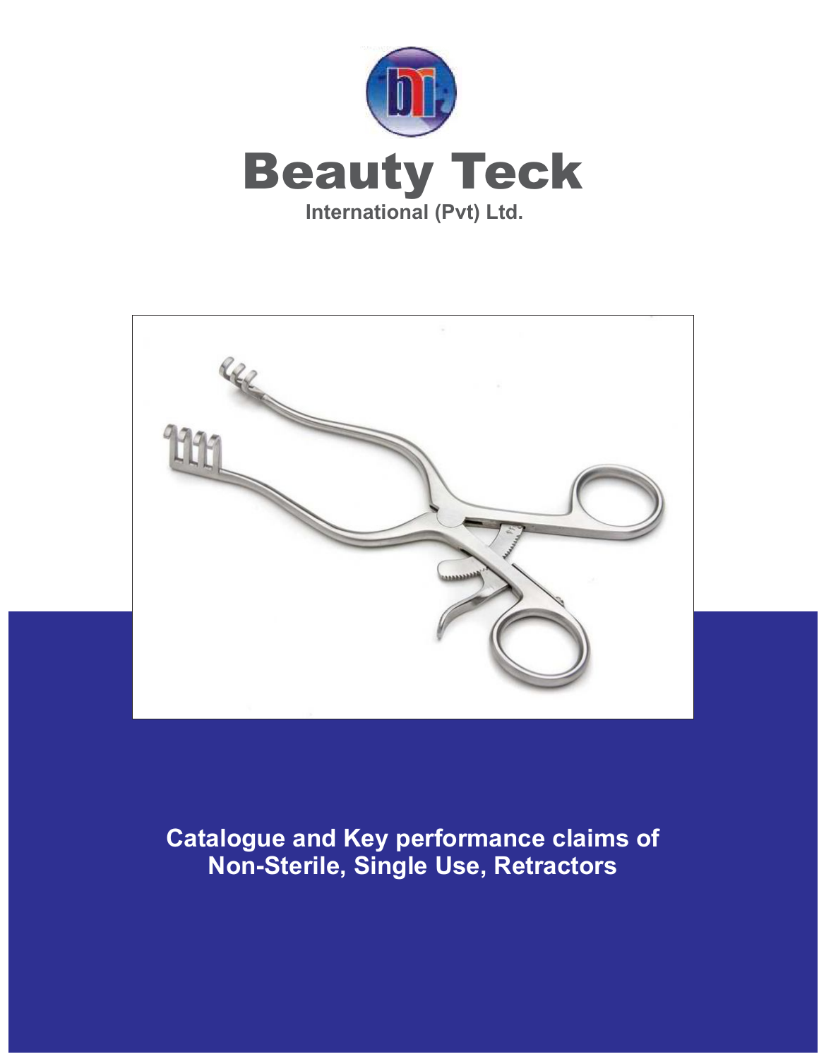# Beauty Teck

International (Pvt) Ltd.

**Catalogue and Key performance claims of Non-Sterile, Single Use, Retractors**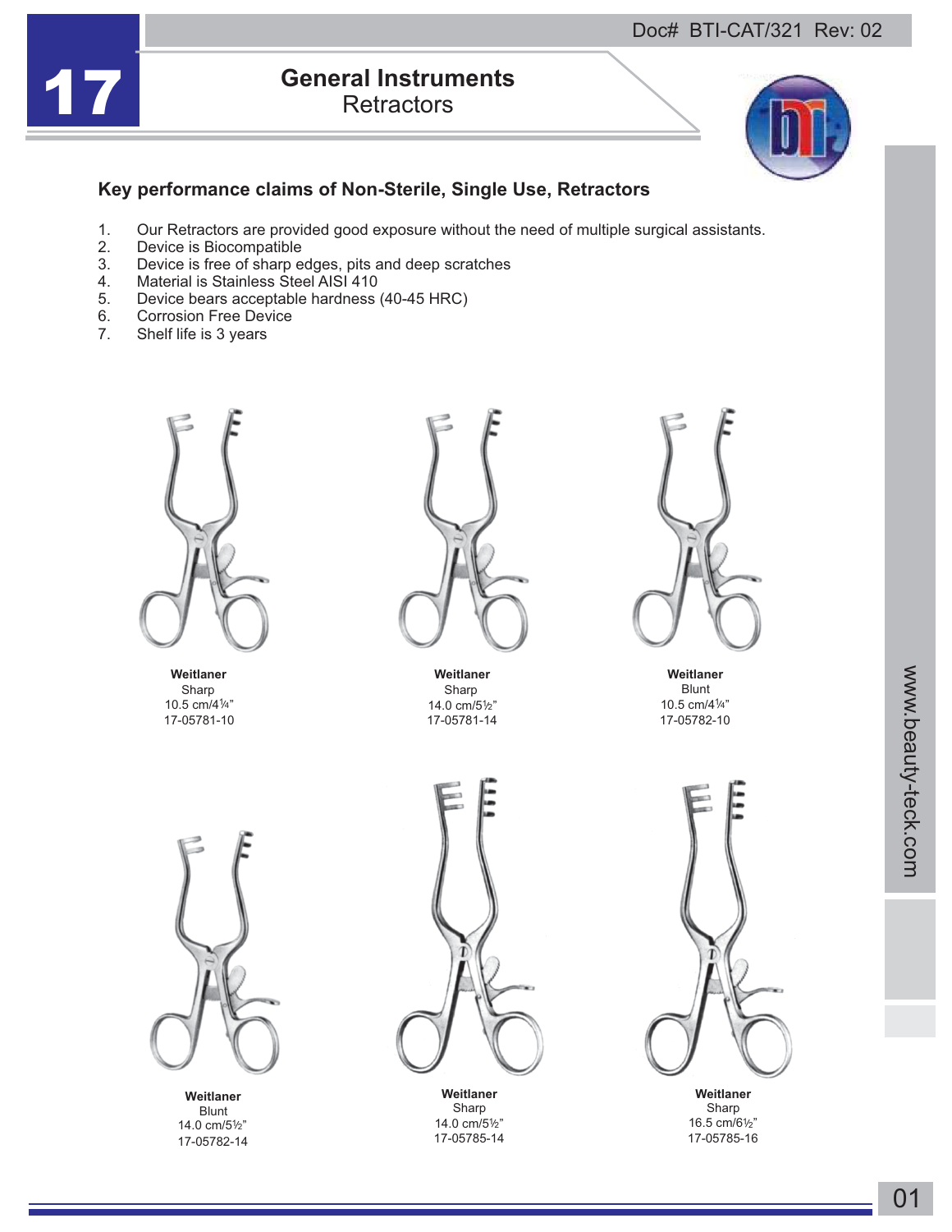# General Instruments

## Retractors

### Key performance claims of Non-Sterile, Single Use, Retractors

1. Our Retractors are provided good exposure without the need of multiple surgical assistants.
2. Device is Biocompatible
3. Device is free of sharp edges, pits and deep scratches
4. Material is Stainless Steel AISI 410
5. Device bears acceptable hardness (40-45 HRC)
6. Corrosion Free Device
7. Shelf life is 3 years

**Weitlaner**
Sharp
10.5 cm/4¼"
17-05781-10

**Weitlaner**
Sharp
14.0 cm/5½"
17-05781-14

**Weitlaner**
Blunt
10.5 cm/4¼"
17-05782-10

**Weitlaner**
Blunt
14.0 cm/5½"
17-05782-14

**Weitlaner**
Sharp
14.0 cm/5½"
17-05785-14

**Weitlaner**
Sharp
16.5 cm/6½"
17-05785-16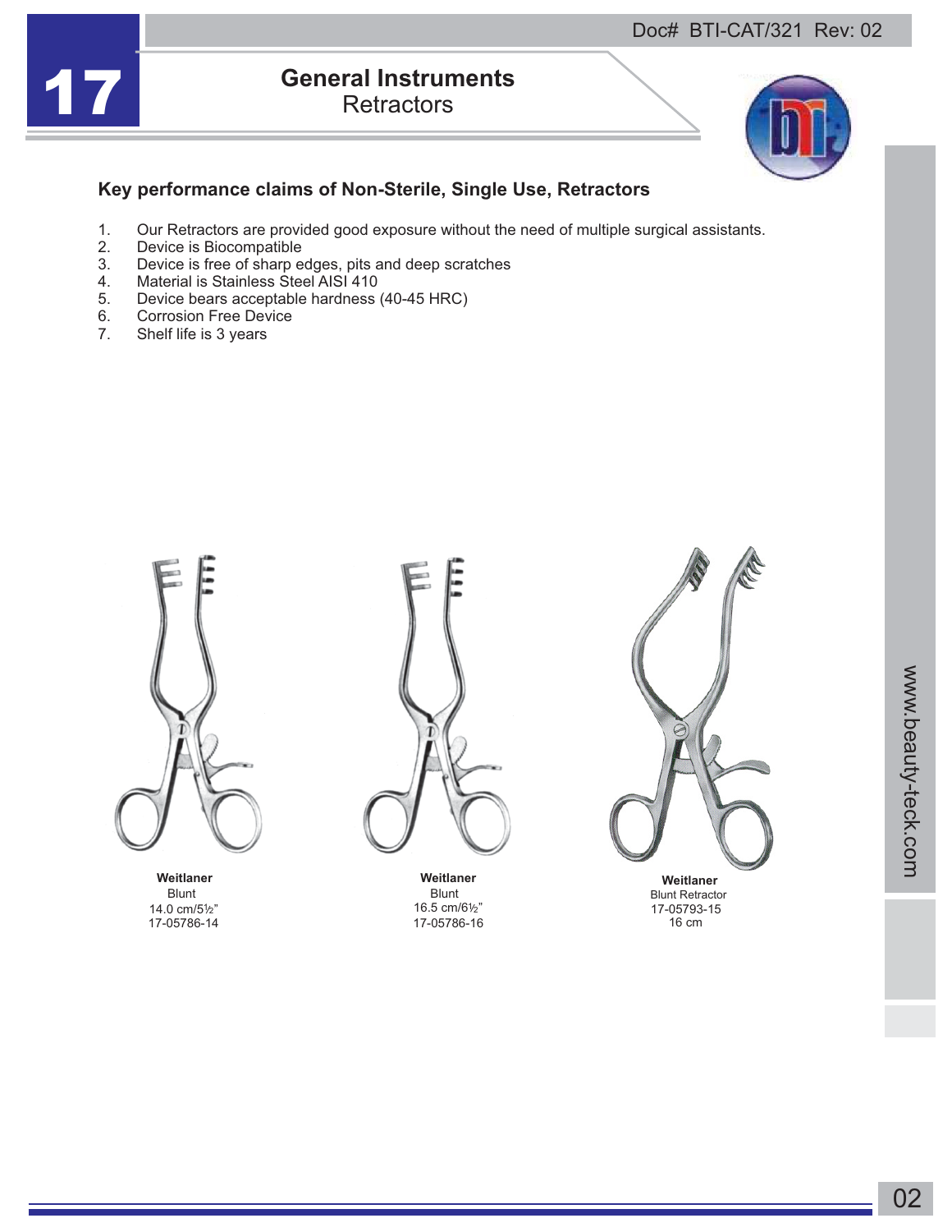# 17 General Instruments

## Retractors

### Key performance claims of Non-Sterile, Single Use, Retractors

1. Our Retractors are provided good exposure without the need of multiple surgical assistants.
2. Device is Biocompatible
3. Device is free of sharp edges, pits and deep scratches
4. Material is Stainless Steel AISI 410
5. Device bears acceptable hardness (40-45 HRC)
6. Corrosion Free Device
7. Shelf life is 3 years

**Weitlaner**
Blunt
14.0 cm/5½"
17-05786-14

**Weitlaner**
Blunt
16.5 cm/6½"
17-05786-16

**Weitlaner**
Blunt Retractor
17-05793-15
16 cm

www.beauty-teck.com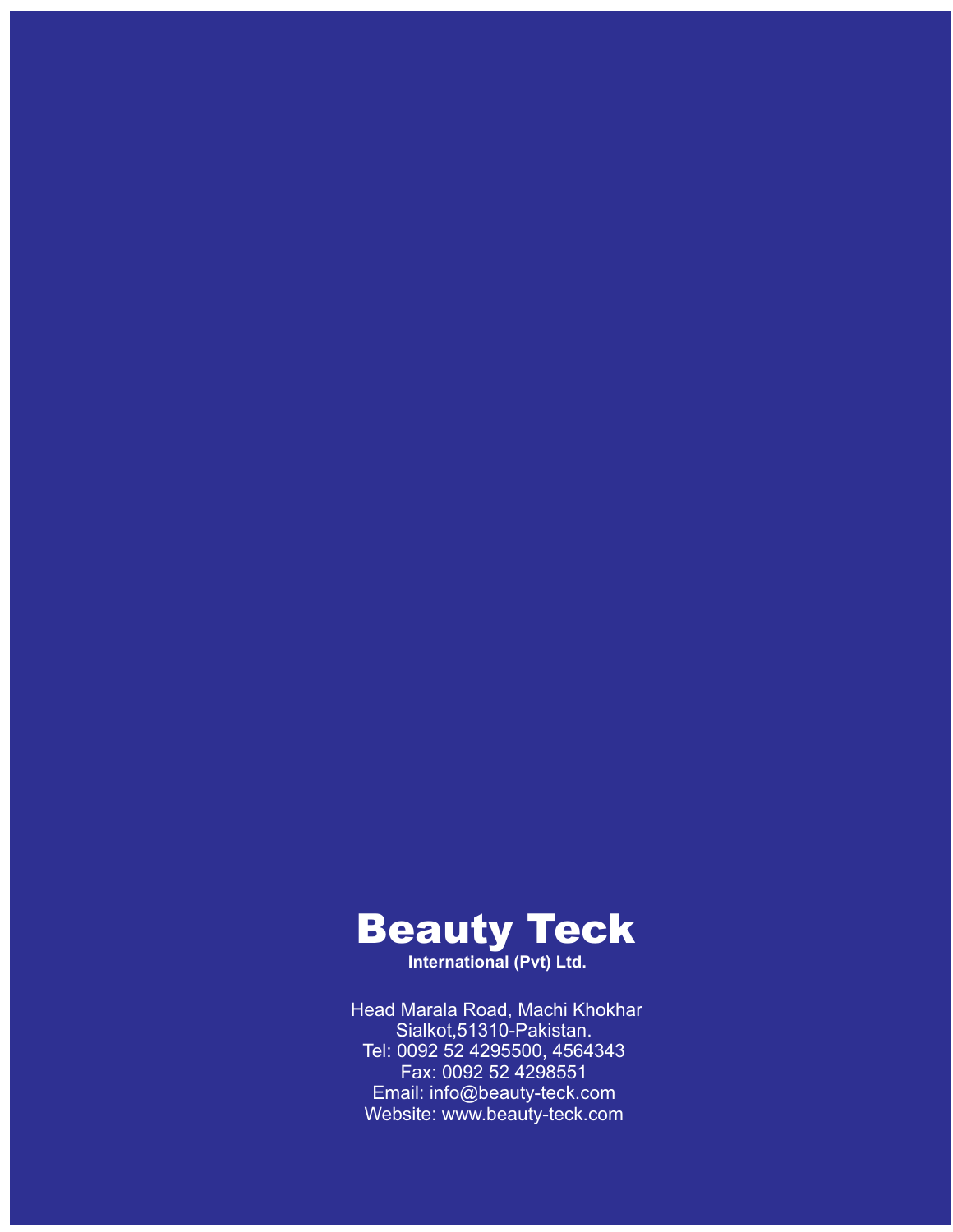# Beauty Teck

**International (Pvt) Ltd.**

Head Marala Road, Machi Khokhar
Sialkot,51310-Pakistan.
Tel: 0092 52 4295500, 4564343
Fax: 0092 52 4298551
Email: info@beauty-teck.com
Website: www.beauty-teck.com